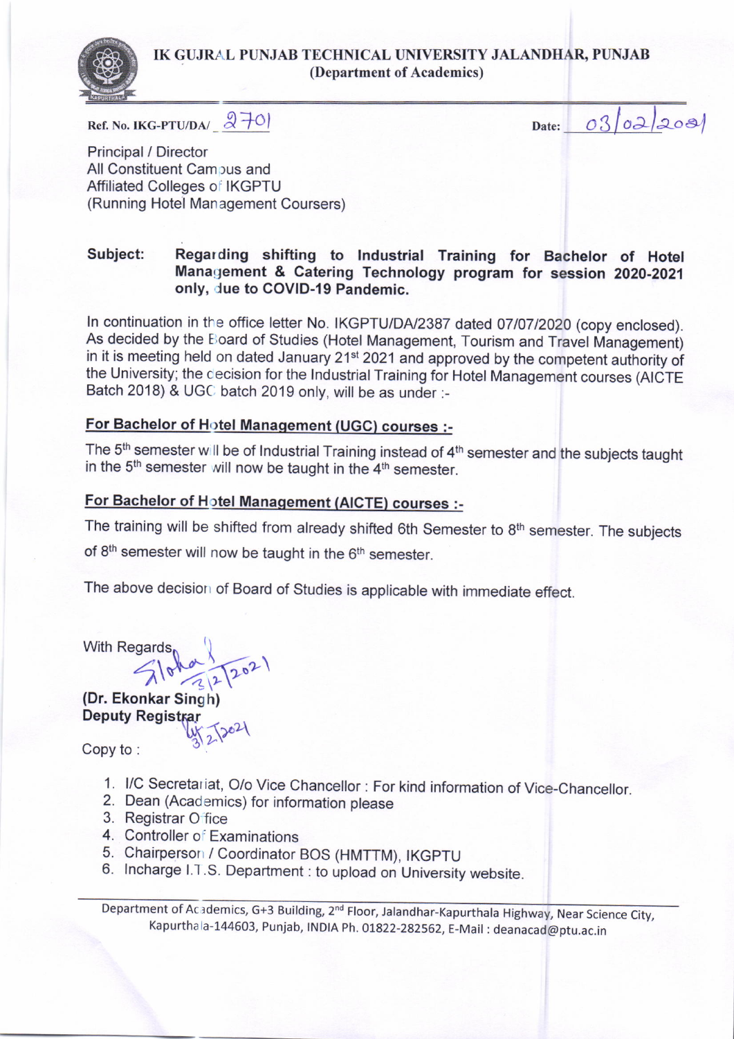**IK GUJRAL PUNJAB TECHNICAL UNIVERSITY JALANDHAR, PUNJAB**
**(Department of Academics)**

Ref. No. IKG-PTU/DA/ 2701 | Date: 03/02/2021

Principal / Director
All Constituent Campus and
Affiliated Colleges of IKGPTU
(Running Hotel Management Coursers)

**Subject: Regarding shifting to Industrial Training for Bachelor of Hotel Management & Catering Technology program for session 2020-2021 only, due to COVID-19 Pandemic.**

In continuation in the office letter No. IKGPTU/DA/2387 dated 07/07/2020 (copy enclosed). As decided by the Board of Studies (Hotel Management, Tourism and Travel Management) in it is meeting held on dated January 21st 2021 and approved by the competent authority of the University; the decision for the Industrial Training for Hotel Management courses (AICTE Batch 2018) & UGC batch 2019 only, will be as under :-

**For Bachelor of Hotel Management (UGC) courses :-**

The 5th semester will be of Industrial Training instead of 4th semester and the subjects taught in the 5th semester will now be taught in the 4th semester.

**For Bachelor of Hotel Management (AICTE) courses :-**

The training will be shifted from already shifted 6th Semester to 8th semester. The subjects of 8th semester will now be taught in the 6th semester.

The above decision of Board of Studies is applicable with immediate effect.

With Regards,

Sd/- 3/2/2021

**(Dr. Ekonkar Singh)**
**Deputy Registrar**

Sd/- 3/2/2021

Copy to :

1. I/C Secretariat, O/o Vice Chancellor : For kind information of Vice-Chancellor.
2. Dean (Academics) for information please
3. Registrar Office
4. Controller of Examinations
5. Chairperson / Coordinator BOS (HMTTM), IKGPTU
6. Incharge I.T.S. Department : to upload on University website.

Department of Academics, G+3 Building, 2nd Floor, Jalandhar-Kapurthala Highway, Near Science City, Kapurthala-144603, Punjab, INDIA Ph. 01822-282562, E-Mail : deanacad@ptu.ac.in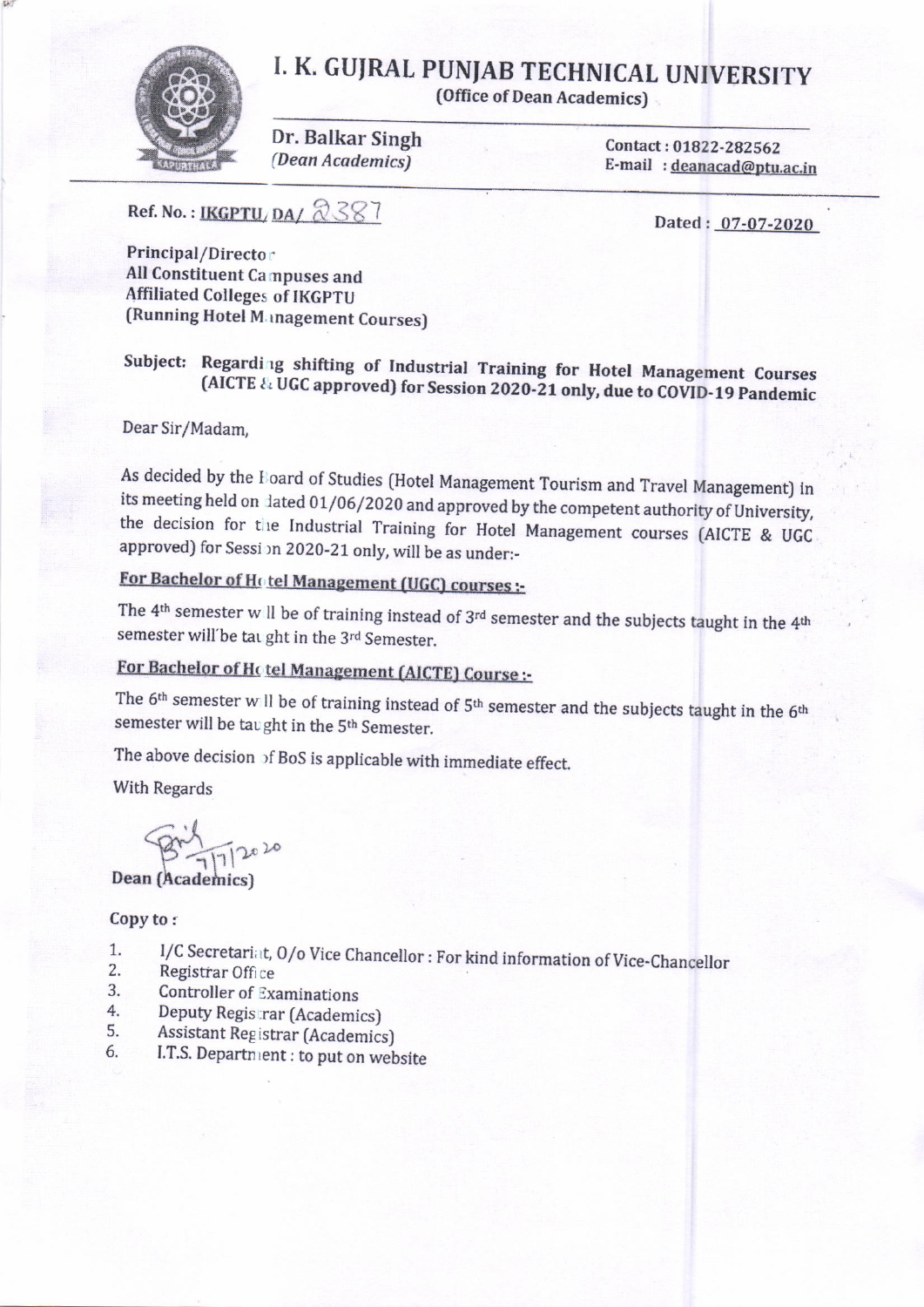# I. K. GUJRAL PUNJAB TECHNICAL UNIVERSITY

**(Office of Dean Academics)**

**Dr. Balkar Singh**
*(Dean Academics)*

Contact : 01822-282562
E-mail : deanacad@ptu.ac.in

**Ref. No. : IKGPTU/DA/ 2387**

**Dated : 07-07-2020**

**Principal/Director**
**All Constituent Campuses and**
**Affiliated Colleges of IKGPTU**
**(Running Hotel Management Courses)**

**Subject: Regarding shifting of Industrial Training for Hotel Management Courses (AICTE & UGC approved) for Session 2020-21 only, due to COVID-19 Pandemic**

Dear Sir/Madam,

As decided by the Board of Studies (Hotel Management Tourism and Travel Management) in its meeting held on dated 01/06/2020 and approved by the competent authority of University, the decision for the Industrial Training for Hotel Management courses (AICTE & UGC approved) for Session 2020-21 only, will be as under:-

**For Bachelor of Hotel Management (UGC) courses :-**

The 4th semester will be of training instead of 3rd semester and the subjects taught in the 4th semester will be taught in the 3rd Semester.

**For Bachelor of Hotel Management (AICTE) Course :-**

The 6th semester will be of training instead of 5th semester and the subjects taught in the 6th semester will be taught in the 5th Semester.

The above decision of BoS is applicable with immediate effect.

With Regards

7/7/2020
**Dean (Academics)**

**Copy to :**

1. I/C Secretariat, O/o Vice Chancellor : For kind information of Vice-Chancellor
2. Registrar Office
3. Controller of Examinations
4. Deputy Registrar (Academics)
5. Assistant Registrar (Academics)
6. I.T.S. Department : to put on website